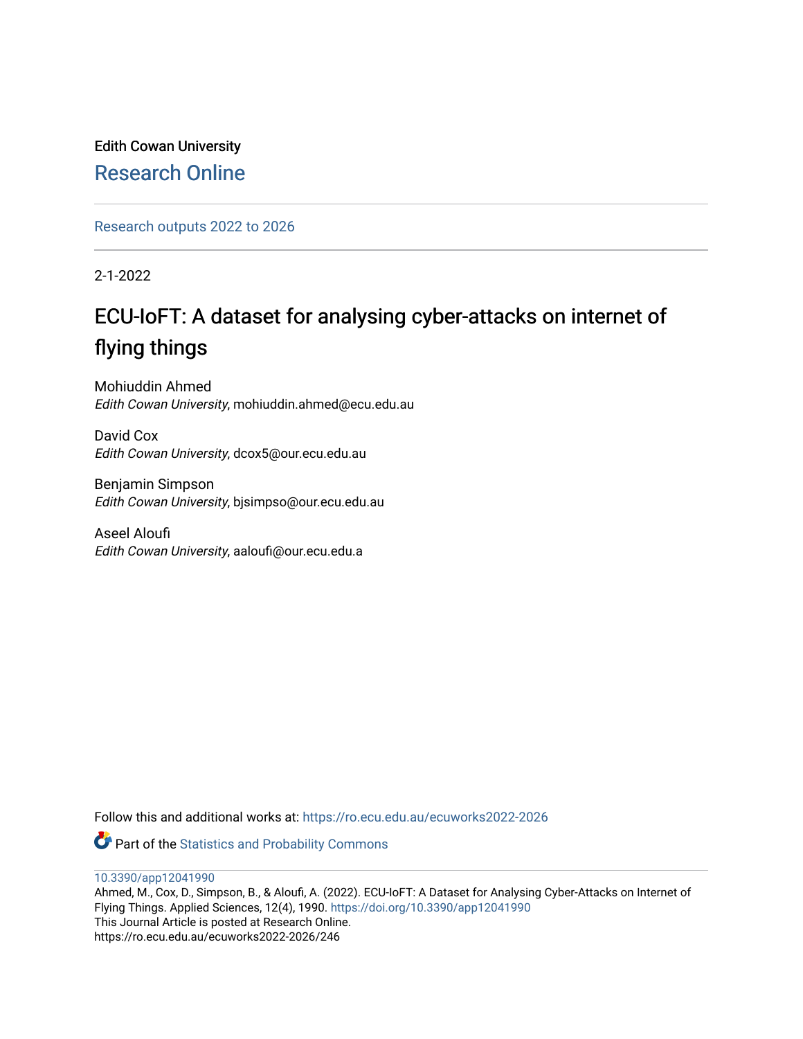Edith Cowan University

Research Online

Research outputs 2022 to 2026

2-1-2022

# ECU-IoFT: A dataset for analysing cyber-attacks on internet of flying things

Mohiuddin Ahmed
*Edith Cowan University*, mohiuddin.ahmed@ecu.edu.au

David Cox
*Edith Cowan University*, dcox5@our.ecu.edu.au

Benjamin Simpson
*Edith Cowan University*, bjsimpso@our.ecu.edu.au

Aseel Aloufi
*Edith Cowan University*, aaloufi@our.ecu.edu.a

Follow this and additional works at: https://ro.ecu.edu.au/ecuworks2022-2026

Part of the Statistics and Probability Commons

10.3390/app12041990

Ahmed, M., Cox, D., Simpson, B., & Aloufi, A. (2022). ECU-IoFT: A Dataset for Analysing Cyber-Attacks on Internet of Flying Things. Applied Sciences, 12(4), 1990. https://doi.org/10.3390/app12041990

This Journal Article is posted at Research Online.

https://ro.ecu.edu.au/ecuworks2022-2026/246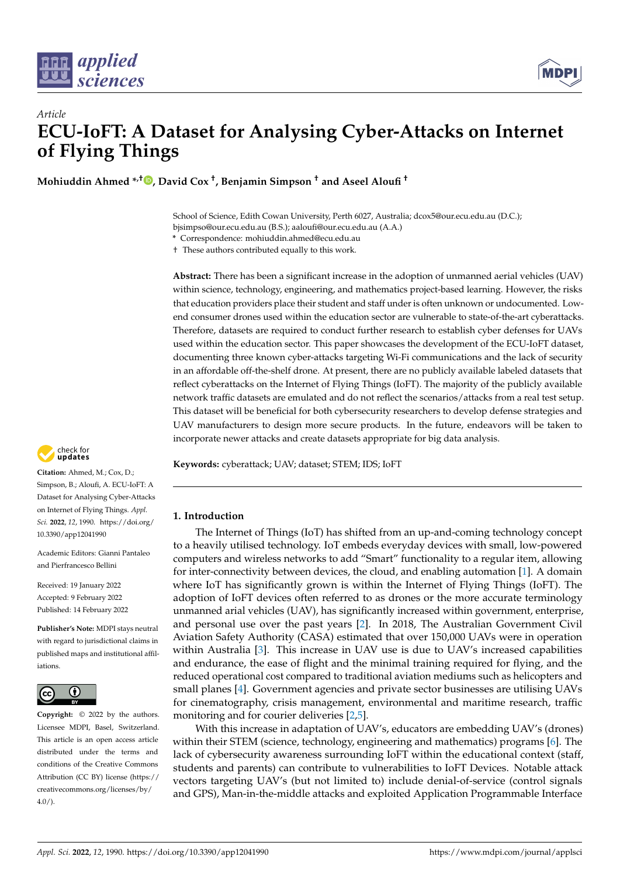Article

# ECU-IoFT: A Dataset for Analysing Cyber-Attacks on Internet of Flying Things

**Mohiuddin Ahmed \*,†, David Cox †, Benjamin Simpson † and Aseel Aloufi †**

School of Science, Edith Cowan University, Perth 6027, Australia; dcox5@our.ecu.edu.au (D.C.); bjsimpso@our.ecu.edu.au (B.S.); aaloufi@our.ecu.edu.au (A.A.)

\* Correspondence: mohiuddin.ahmed@ecu.edu.au

† These authors contributed equally to this work.

**Abstract:** There has been a significant increase in the adoption of unmanned aerial vehicles (UAV) within science, technology, engineering, and mathematics project-based learning. However, the risks that education providers place their student and staff under is often unknown or undocumented. Low-end consumer drones used within the education sector are vulnerable to state-of-the-art cyberattacks. Therefore, datasets are required to conduct further research to establish cyber defenses for UAVs used within the education sector. This paper showcases the development of the ECU-IoFT dataset, documenting three known cyber-attacks targeting Wi-Fi communications and the lack of security in an affordable off-the-shelf drone. At present, there are no publicly available labeled datasets that reflect cyberattacks on the Internet of Flying Things (IoFT). The majority of the publicly available network traffic datasets are emulated and do not reflect the scenarios/attacks from a real test setup. This dataset will be beneficial for both cybersecurity researchers to develop defense strategies and UAV manufacturers to design more secure products. In the future, endeavors will be taken to incorporate newer attacks and create datasets appropriate for big data analysis.

**Keywords:** cyberattack; UAV; dataset; STEM; IDS; IoFT

**Citation:** Ahmed, M.; Cox, D.; Simpson, B.; Aloufi, A. ECU-IoFT: A Dataset for Analysing Cyber-Attacks on Internet of Flying Things. *Appl. Sci.* **2022**, *12*, 1990. https://doi.org/10.3390/app12041990

Academic Editors: Gianni Pantaleo and Pierfrancesco Bellini

Received: 19 January 2022
Accepted: 9 February 2022
Published: 14 February 2022

**Publisher's Note:** MDPI stays neutral with regard to jurisdictional claims in published maps and institutional affiliations.

**Copyright:** © 2022 by the authors. Licensee MDPI, Basel, Switzerland. This article is an open access article distributed under the terms and conditions of the Creative Commons Attribution (CC BY) license (https://creativecommons.org/licenses/by/4.0/).

## 1. Introduction

The Internet of Things (IoT) has shifted from an up-and-coming technology concept to a heavily utilised technology. IoT embeds everyday devices with small, low-powered computers and wireless networks to add "Smart" functionality to a regular item, allowing for inter-connectivity between devices, the cloud, and enabling automation [1]. A domain where IoT has significantly grown is within the Internet of Flying Things (IoFT). The adoption of IoFT devices often referred to as drones or the more accurate terminology unmanned arial vehicles (UAV), has significantly increased within government, enterprise, and personal use over the past years [2]. In 2018, The Australian Government Civil Aviation Safety Authority (CASA) estimated that over 150,000 UAVs were in operation within Australia [3]. This increase in UAV use is due to UAV's increased capabilities and endurance, the ease of flight and the minimal training required for flying, and the reduced operational cost compared to traditional aviation mediums such as helicopters and small planes [4]. Government agencies and private sector businesses are utilising UAVs for cinematography, crisis management, environmental and maritime research, traffic monitoring and for courier deliveries [2,5].

With this increase in adaptation of UAV's, educators are embedding UAV's (drones) within their STEM (science, technology, engineering and mathematics) programs [6]. The lack of cybersecurity awareness surrounding IoFT within the educational context (staff, students and parents) can contribute to vulnerabilities to IoFT Devices. Notable attack vectors targeting UAV's (but not limited to) include denial-of-service (control signals and GPS), Man-in-the-middle attacks and exploited Application Programmable Interface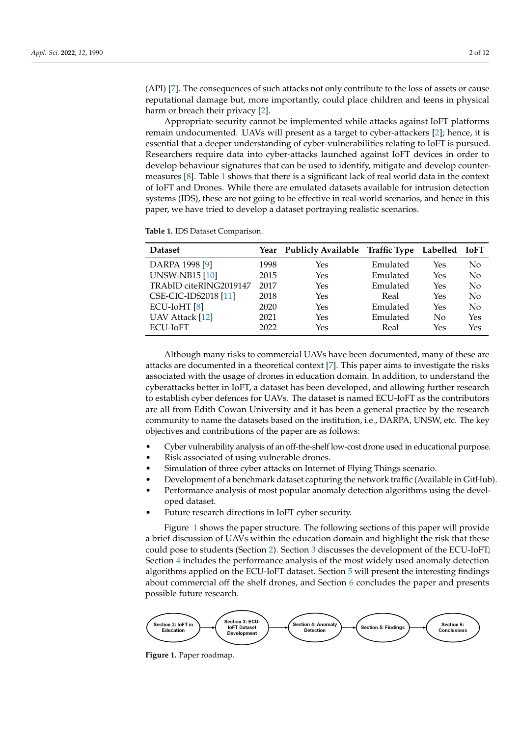(API) [7]. The consequences of such attacks not only contribute to the loss of assets or cause reputational damage but, more importantly, could place children and teens in physical harm or breach their privacy [2].

Appropriate security cannot be implemented while attacks against IoFT platforms remain undocumented. UAVs will present as a target to cyber-attackers [2]; hence, it is essential that a deeper understanding of cyber-vulnerabilities relating to IoFT is pursued. Researchers require data into cyber-attacks launched against IoFT devices in order to develop behaviour signatures that can be used to identify, mitigate and develop counter-measures [8]. Table 1 shows that there is a significant lack of real world data in the context of IoFT and Drones. While there are emulated datasets available for intrusion detection systems (IDS), these are not going to be effective in real-world scenarios, and hence in this paper, we have tried to develop a dataset portraying realistic scenarios.

**Table 1.** IDS Dataset Comparison.

| Dataset | Year | Publicly Available | Traffic Type | Labelled | IoFT |
|---|---|---|---|---|---|
| DARPA 1998 [9] | 1998 | Yes | Emulated | Yes | No |
| UNSW-NB15 [10] | 2015 | Yes | Emulated | Yes | No |
| TRAbID citeRING2019147 | 2017 | Yes | Emulated | Yes | No |
| CSE-CIC-IDS2018 [11] | 2018 | Yes | Real | Yes | No |
| ECU-IoHT [8] | 2020 | Yes | Emulated | Yes | No |
| UAV Attack [12] | 2021 | Yes | Emulated | No | Yes |
| ECU-IoFT | 2022 | Yes | Real | Yes | Yes |

Although many risks to commercial UAVs have been documented, many of these are attacks are documented in a theoretical context [7]. This paper aims to investigate the risks associated with the usage of drones in education domain. In addition, to understand the cyberattacks better in IoFT, a dataset has been developed, and allowing further research to establish cyber defences for UAVs. The dataset is named ECU-IoFT as the contributors are all from Edith Cowan University and it has been a general practice by the research community to name the datasets based on the institution, i.e., DARPA, UNSW, etc. The key objectives and contributions of the paper are as follows:

- Cyber vulnerability analysis of an off-the-shelf low-cost drone used in educational purpose.
- Risk associated of using vulnerable drones.
- Simulation of three cyber attacks on Internet of Flying Things scenario.
- Development of a benchmark dataset capturing the network traffic (Available in GitHub).
- Performance analysis of most popular anomaly detection algorithms using the developed dataset.
- Future research directions in IoFT cyber security.

Figure 1 shows the paper structure. The following sections of this paper will provide a brief discussion of UAVs within the education domain and highlight the risk that these could pose to students (Section 2). Section 3 discusses the development of the ECU-IoFT; Section 4 includes the performance analysis of the most widely used anomaly detection algorithms applied on the ECU-IoFT dataset. Section 5 will present the interesting findings about commercial off the shelf drones, and Section 6 concludes the paper and presents possible future research.

Section 2: IoFT in Education → Section 3: ECU-IoFT Dataset Development → Section 4: Anomaly Detection → Section 5: Findings → Section 6: Conclusions

**Figure 1.** Paper roadmap.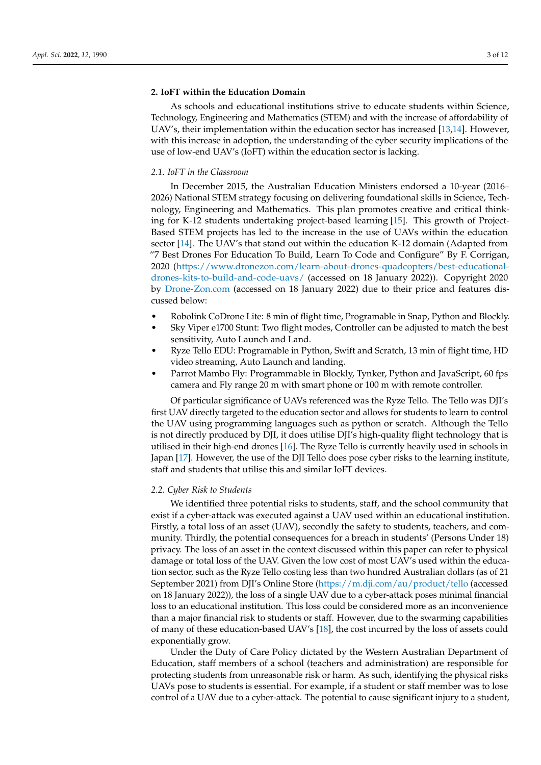## 2. IoFT within the Education Domain

As schools and educational institutions strive to educate students within Science, Technology, Engineering and Mathematics (STEM) and with the increase of affordability of UAV's, their implementation within the education sector has increased [13,14]. However, with this increase in adoption, the understanding of the cyber security implications of the use of low-end UAV's (IoFT) within the education sector is lacking.

### 2.1. IoFT in the Classroom

In December 2015, the Australian Education Ministers endorsed a 10-year (2016–2026) National STEM strategy focusing on delivering foundational skills in Science, Technology, Engineering and Mathematics. This plan promotes creative and critical thinking for K-12 students undertaking project-based learning [15]. This growth of Project-Based STEM projects has led to the increase in the use of UAVs within the education sector [14]. The UAV's that stand out within the education K-12 domain (Adapted from "7 Best Drones For Education To Build, Learn To Code and Configure" By F. Corrigan, 2020 (https://www.dronezon.com/learn-about-drones-quadcopters/best-educational-drones-kits-to-build-and-code-uavs/ (accessed on 18 January 2022)). Copyright 2020 by Drone-Zon.com (accessed on 18 January 2022) due to their price and features discussed below:

- Robolink CoDrone Lite: 8 min of flight time, Programable in Snap, Python and Blockly.
- Sky Viper e1700 Stunt: Two flight modes, Controller can be adjusted to match the best sensitivity, Auto Launch and Land.
- Ryze Tello EDU: Programable in Python, Swift and Scratch, 13 min of flight time, HD video streaming, Auto Launch and landing.
- Parrot Mambo Fly: Programmable in Blockly, Tynker, Python and JavaScript, 60 fps camera and Fly range 20 m with smart phone or 100 m with remote controller.

Of particular significance of UAVs referenced was the Ryze Tello. The Tello was DJI's first UAV directly targeted to the education sector and allows for students to learn to control the UAV using programming languages such as python or scratch. Although the Tello is not directly produced by DJI, it does utilise DJI's high-quality flight technology that is utilised in their high-end drones [16]. The Ryze Tello is currently heavily used in schools in Japan [17]. However, the use of the DJI Tello does pose cyber risks to the learning institute, staff and students that utilise this and similar IoFT devices.

### 2.2. Cyber Risk to Students

We identified three potential risks to students, staff, and the school community that exist if a cyber-attack was executed against a UAV used within an educational institution. Firstly, a total loss of an asset (UAV), secondly the safety to students, teachers, and community. Thirdly, the potential consequences for a breach in students' (Persons Under 18) privacy. The loss of an asset in the context discussed within this paper can refer to physical damage or total loss of the UAV. Given the low cost of most UAV's used within the education sector, such as the Ryze Tello costing less than two hundred Australian dollars (as of 21 September 2021) from DJI's Online Store (https://m.dji.com/au/product/tello (accessed on 18 January 2022)), the loss of a single UAV due to a cyber-attack poses minimal financial loss to an educational institution. This loss could be considered more as an inconvenience than a major financial risk to students or staff. However, due to the swarming capabilities of many of these education-based UAV's [18], the cost incurred by the loss of assets could exponentially grow.

Under the Duty of Care Policy dictated by the Western Australian Department of Education, staff members of a school (teachers and administration) are responsible for protecting students from unreasonable risk or harm. As such, identifying the physical risks UAVs pose to students is essential. For example, if a student or staff member was to lose control of a UAV due to a cyber-attack. The potential to cause significant injury to a student,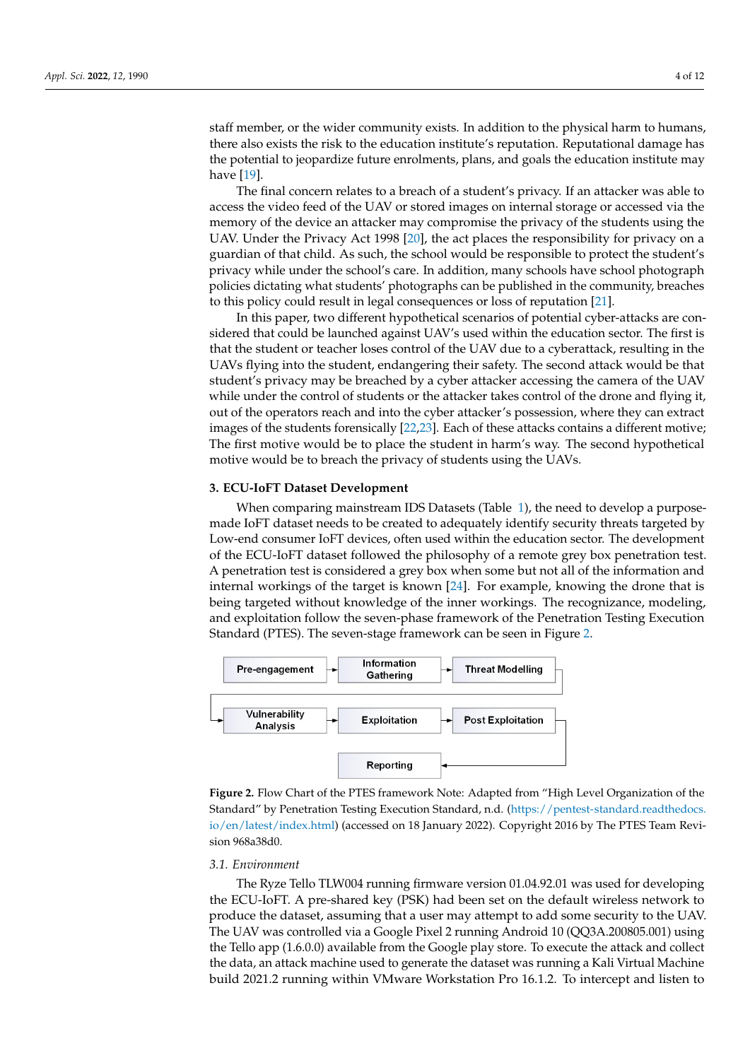staff member, or the wider community exists. In addition to the physical harm to humans, there also exists the risk to the education institute's reputation. Reputational damage has the potential to jeopardize future enrolments, plans, and goals the education institute may have [19].

The final concern relates to a breach of a student's privacy. If an attacker was able to access the video feed of the UAV or stored images on internal storage or accessed via the memory of the device an attacker may compromise the privacy of the students using the UAV. Under the Privacy Act 1998 [20], the act places the responsibility for privacy on a guardian of that child. As such, the school would be responsible to protect the student's privacy while under the school's care. In addition, many schools have school photograph policies dictating what students' photographs can be published in the community, breaches to this policy could result in legal consequences or loss of reputation [21].

In this paper, two different hypothetical scenarios of potential cyber-attacks are considered that could be launched against UAV's used within the education sector. The first is that the student or teacher loses control of the UAV due to a cyberattack, resulting in the UAVs flying into the student, endangering their safety. The second attack would be that student's privacy may be breached by a cyber attacker accessing the camera of the UAV while under the control of students or the attacker takes control of the drone and flying it, out of the operators reach and into the cyber attacker's possession, where they can extract images of the students forensically [22,23]. Each of these attacks contains a different motive; The first motive would be to place the student in harm's way. The second hypothetical motive would be to breach the privacy of students using the UAVs.

## 3. ECU-IoFT Dataset Development

When comparing mainstream IDS Datasets (Table 1), the need to develop a purpose-made IoFT dataset needs to be created to adequately identify security threats targeted by Low-end consumer IoFT devices, often used within the education sector. The development of the ECU-IoFT dataset followed the philosophy of a remote grey box penetration test. A penetration test is considered a grey box when some but not all of the information and internal workings of the target is known [24]. For example, knowing the drone that is being targeted without knowledge of the inner workings. The recognizance, modeling, and exploitation follow the seven-phase framework of the Penetration Testing Execution Standard (PTES). The seven-stage framework can be seen in Figure 2.

Pre-engagement → Information Gathering → Threat Modelling → Vulnerability Analysis → Exploitation → Post Exploitation → Reporting

**Figure 2.** Flow Chart of the PTES framework Note: Adapted from "High Level Organization of the Standard" by Penetration Testing Execution Standard, n.d. (https://pentest-standard.readthedocs.io/en/latest/index.html) (accessed on 18 January 2022). Copyright 2016 by The PTES Team Revision 968a38d0.

### 3.1. Environment

The Ryze Tello TLW004 running firmware version 01.04.92.01 was used for developing the ECU-IoFT. A pre-shared key (PSK) had been set on the default wireless network to produce the dataset, assuming that a user may attempt to add some security to the UAV. The UAV was controlled via a Google Pixel 2 running Android 10 (QQ3A.200805.001) using the Tello app (1.6.0.0) available from the Google play store. To execute the attack and collect the data, an attack machine used to generate the dataset was running a Kali Virtual Machine build 2021.2 running within VMware Workstation Pro 16.1.2. To intercept and listen to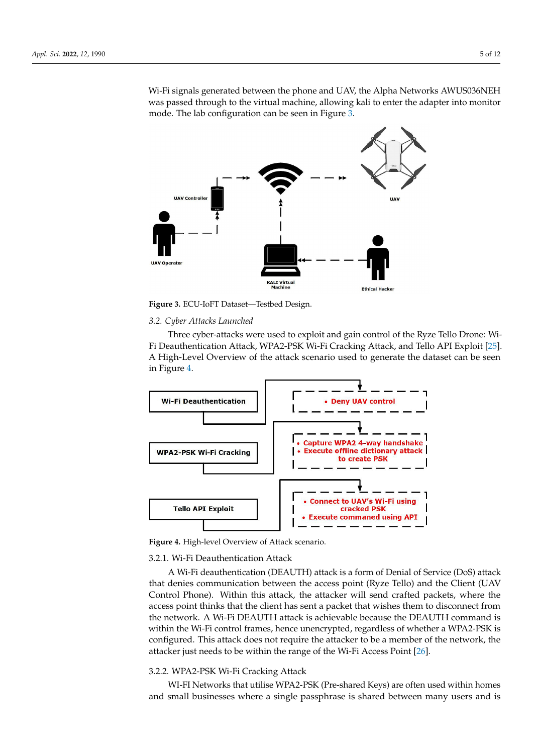Wi-Fi signals generated between the phone and UAV, the Alpha Networks AWUS036NEH was passed through to the virtual machine, allowing kali to enter the adapter into monitor mode. The lab configuration can be seen in Figure 3.

Figure 3. ECU-IoFT Dataset—Testbed Design.

### 3.2. Cyber Attacks Launched

Three cyber-attacks were used to exploit and gain control of the Ryze Tello Drone: Wi-Fi Deauthentication Attack, WPA2-PSK Wi-Fi Cracking Attack, and Tello API Exploit [25]. A High-Level Overview of the attack scenario used to generate the dataset can be seen in Figure 4.

Figure 4. High-level Overview of Attack scenario.

#### 3.2.1. Wi-Fi Deauthentication Attack

A Wi-Fi deauthentication (DEAUTH) attack is a form of Denial of Service (DoS) attack that denies communication between the access point (Ryze Tello) and the Client (UAV Control Phone). Within this attack, the attacker will send crafted packets, where the access point thinks that the client has sent a packet that wishes them to disconnect from the network. A Wi-Fi DEAUTH attack is achievable because the DEAUTH command is within the Wi-Fi control frames, hence unencrypted, regardless of whether a WPA2-PSK is configured. This attack does not require the attacker to be a member of the network, the attacker just needs to be within the range of the Wi-Fi Access Point [26].

#### 3.2.2. WPA2-PSK Wi-Fi Cracking Attack

WI-FI Networks that utilise WPA2-PSK (Pre-shared Keys) are often used within homes and small businesses where a single passphrase is shared between many users and is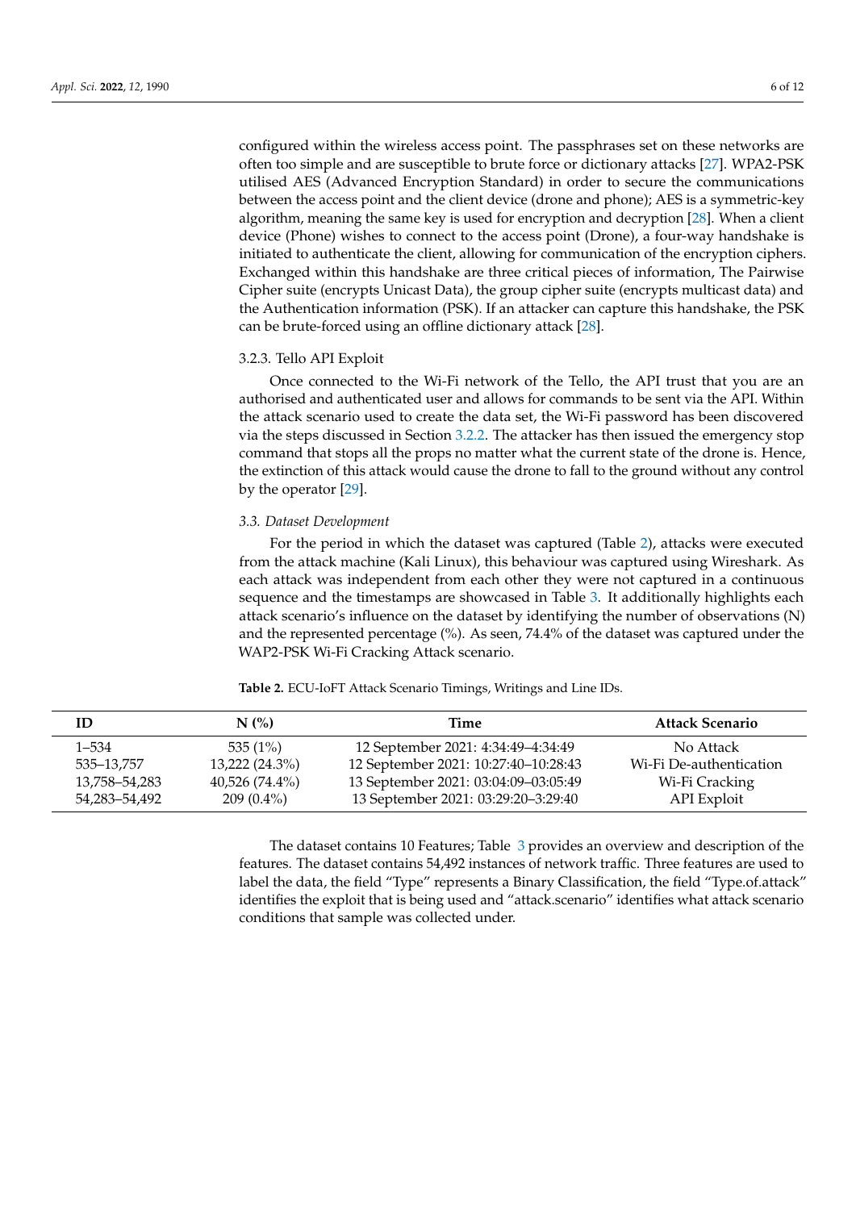configured within the wireless access point. The passphrases set on these networks are often too simple and are susceptible to brute force or dictionary attacks [27]. WPA2-PSK utilised AES (Advanced Encryption Standard) in order to secure the communications between the access point and the client device (drone and phone); AES is a symmetric-key algorithm, meaning the same key is used for encryption and decryption [28]. When a client device (Phone) wishes to connect to the access point (Drone), a four-way handshake is initiated to authenticate the client, allowing for communication of the encryption ciphers. Exchanged within this handshake are three critical pieces of information, The Pairwise Cipher suite (encrypts Unicast Data), the group cipher suite (encrypts multicast data) and the Authentication information (PSK). If an attacker can capture this handshake, the PSK can be brute-forced using an offline dictionary attack [28].

#### 3.2.3. Tello API Exploit

Once connected to the Wi-Fi network of the Tello, the API trust that you are an authorised and authenticated user and allows for commands to be sent via the API. Within the attack scenario used to create the data set, the Wi-Fi password has been discovered via the steps discussed in Section 3.2.2. The attacker has then issued the emergency stop command that stops all the props no matter what the current state of the drone is. Hence, the extinction of this attack would cause the drone to fall to the ground without any control by the operator [29].

### *3.3. Dataset Development*

For the period in which the dataset was captured (Table 2), attacks were executed from the attack machine (Kali Linux), this behaviour was captured using Wireshark. As each attack was independent from each other they were not captured in a continuous sequence and the timestamps are showcased in Table 3. It additionally highlights each attack scenario's influence on the dataset by identifying the number of observations (N) and the represented percentage (%). As seen, 74.4% of the dataset was captured under the WAP2-PSK Wi-Fi Cracking Attack scenario.

**Table 2.** ECU-IoFT Attack Scenario Timings, Writings and Line IDs.

| ID | N (%) | Time | Attack Scenario |
|---|---|---|---|
| 1–534 | 535 (1%) | 12 September 2021: 4:34:49–4:34:49 | No Attack |
| 535–13,757 | 13,222 (24.3%) | 12 September 2021: 10:27:40–10:28:43 | Wi-Fi De-authentication |
| 13,758–54,283 | 40,526 (74.4%) | 13 September 2021: 03:04:09–03:05:49 | Wi-Fi Cracking |
| 54,283–54,492 | 209 (0.4%) | 13 September 2021: 03:29:20–3:29:40 | API Exploit |

The dataset contains 10 Features; Table 3 provides an overview and description of the features. The dataset contains 54,492 instances of network traffic. Three features are used to label the data, the field "Type" represents a Binary Classification, the field "Type.of.attack" identifies the exploit that is being used and "attack.scenario" identifies what attack scenario conditions that sample was collected under.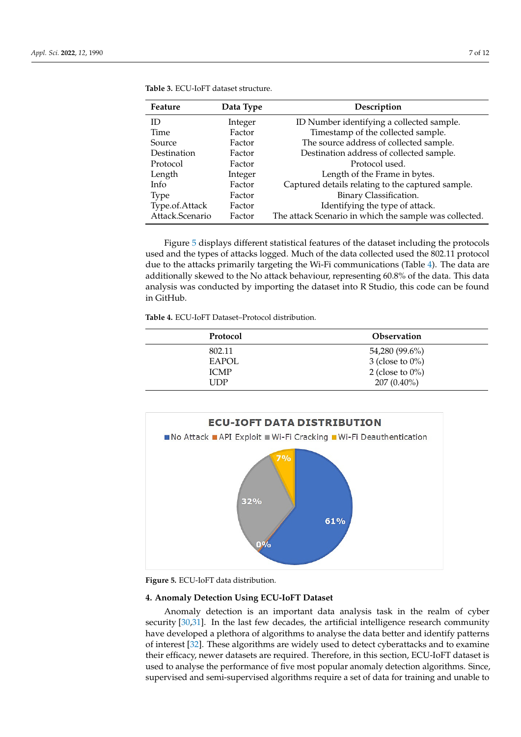**Table 3.** ECU-IoFT dataset structure.

| Feature | Data Type | Description |
|---|---|---|
| ID | Integer | ID Number identifying a collected sample. |
| Time | Factor | Timestamp of the collected sample. |
| Source | Factor | The source address of collected sample. |
| Destination | Factor | Destination address of collected sample. |
| Protocol | Factor | Protocol used. |
| Length | Integer | Length of the Frame in bytes. |
| Info | Factor | Captured details relating to the captured sample. |
| Type | Factor | Binary Classification. |
| Type.of.Attack | Factor | Identifying the type of attack. |
| Attack.Scenario | Factor | The attack Scenario in which the sample was collected. |

Figure 5 displays different statistical features of the dataset including the protocols used and the types of attacks logged. Much of the data collected used the 802.11 protocol due to the attacks primarily targeting the Wi-Fi communications (Table 4). The data are additionally skewed to the No attack behaviour, representing 60.8% of the data. This data analysis was conducted by importing the dataset into R Studio, this code can be found in GitHub.

**Table 4.** ECU-IoFT Dataset–Protocol distribution.

| Protocol | Observation |
|---|---|
| 802.11 | 54,280 (99.6%) |
| EAPOL | 3 (close to 0%) |
| ICMP | 2 (close to 0%) |
| UDP | 207 (0.40%) |

**Figure 5.** ECU-IoFT data distribution.

### 4. Anomaly Detection Using ECU-IoFT Dataset

Anomaly detection is an important data analysis task in the realm of cyber security [30,31]. In the last few decades, the artificial intelligence research community have developed a plethora of algorithms to analyse the data better and identify patterns of interest [32]. These algorithms are widely used to detect cyberattacks and to examine their efficacy, newer datasets are required. Therefore, in this section, ECU-IoFT dataset is used to analyse the performance of five most popular anomaly detection algorithms. Since, supervised and semi-supervised algorithms require a set of data for training and unable to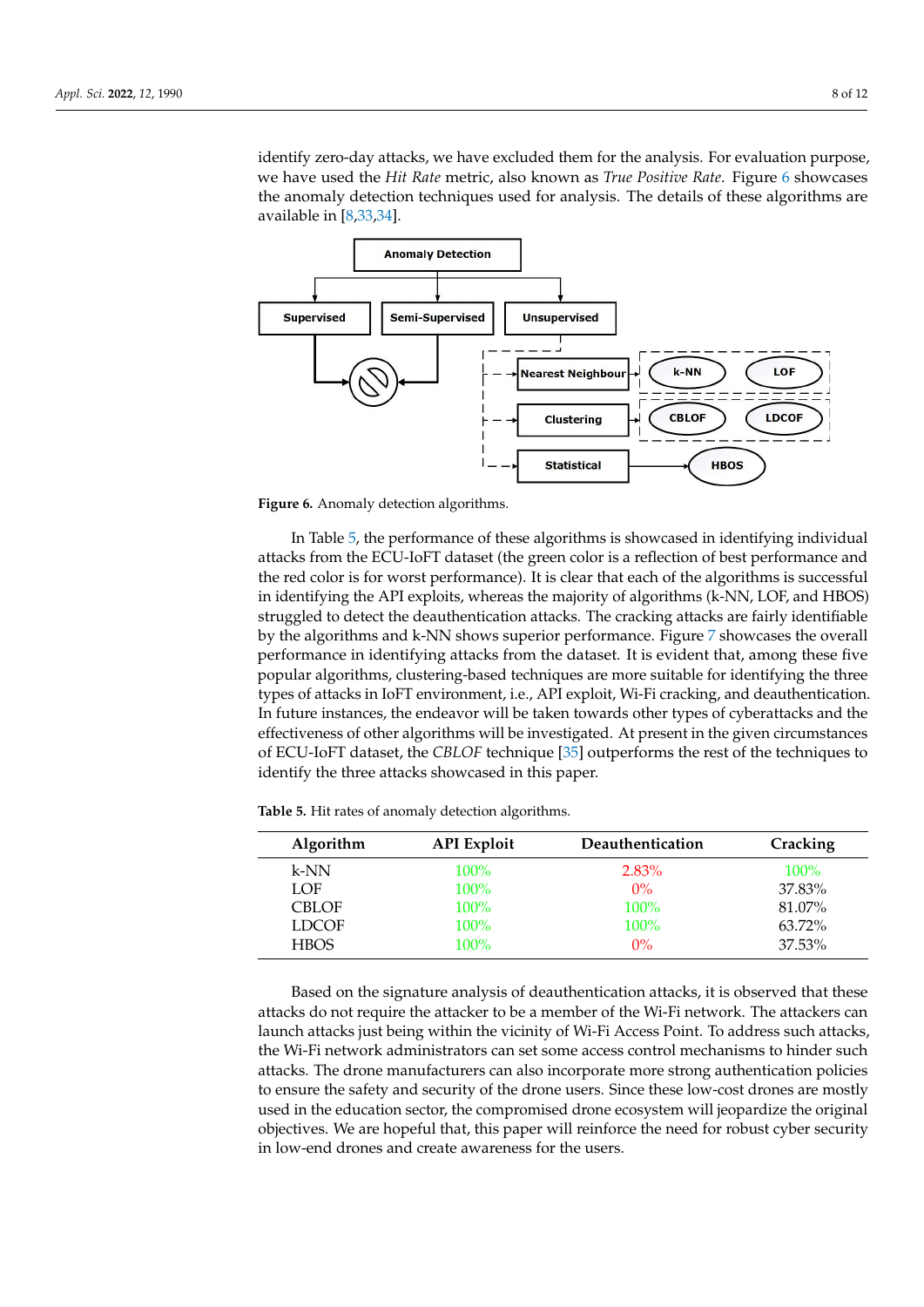identify zero-day attacks, we have excluded them for the analysis. For evaluation purpose, we have used the *Hit Rate* metric, also known as *True Positive Rate*. Figure 6 showcases the anomaly detection techniques used for analysis. The details of these algorithms are available in [8,33,34].

**Figure 6.** Anomaly detection algorithms.

In Table 5, the performance of these algorithms is showcased in identifying individual attacks from the ECU-IoFT dataset (the green color is a reflection of best performance and the red color is for worst performance). It is clear that each of the algorithms is successful in identifying the API exploits, whereas the majority of algorithms (k-NN, LOF, and HBOS) struggled to detect the deauthentication attacks. The cracking attacks are fairly identifiable by the algorithms and k-NN shows superior performance. Figure 7 showcases the overall performance in identifying attacks from the dataset. It is evident that, among these five popular algorithms, clustering-based techniques are more suitable for identifying the three types of attacks in IoFT environment, i.e., API exploit, Wi-Fi cracking, and deauthentication. In future instances, the endeavor will be taken towards other types of cyberattacks and the effectiveness of other algorithms will be investigated. At present in the given circumstances of ECU-IoFT dataset, the *CBLOF* technique [35] outperforms the rest of the techniques to identify the three attacks showcased in this paper.

**Table 5.** Hit rates of anomaly detection algorithms.

| Algorithm | API Exploit | Deauthentication | Cracking |
|---|---|---|---|
| k-NN | 100% | 2.83% | 100% |
| LOF | 100% | 0% | 37.83% |
| CBLOF | 100% | 100% | 81.07% |
| LDCOF | 100% | 100% | 63.72% |
| HBOS | 100% | 0% | 37.53% |

Based on the signature analysis of deauthentication attacks, it is observed that these attacks do not require the attacker to be a member of the Wi-Fi network. The attackers can launch attacks just being within the vicinity of Wi-Fi Access Point. To address such attacks, the Wi-Fi network administrators can set some access control mechanisms to hinder such attacks. The drone manufacturers can also incorporate more strong authentication policies to ensure the safety and security of the drone users. Since these low-cost drones are mostly used in the education sector, the compromised drone ecosystem will jeopardize the original objectives. We are hopeful that, this paper will reinforce the need for robust cyber security in low-end drones and create awareness for the users.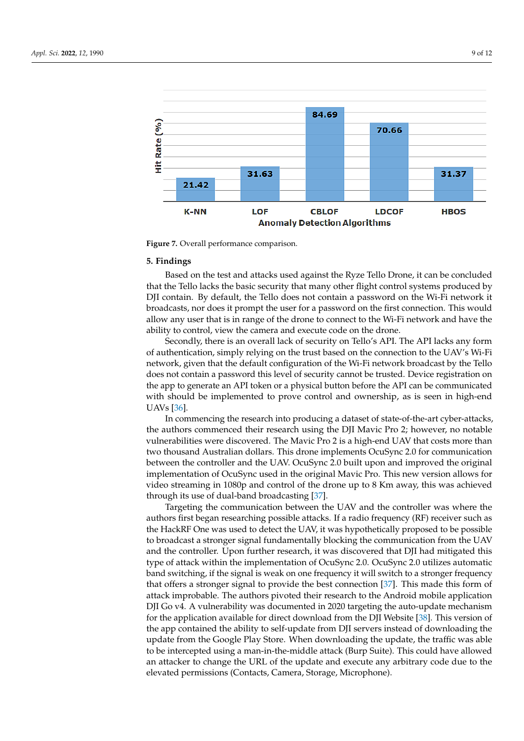**Figure 7.** Overall performance comparison.

## 5. Findings

Based on the test and attacks used against the Ryze Tello Drone, it can be concluded that the Tello lacks the basic security that many other flight control systems produced by DJI contain. By default, the Tello does not contain a password on the Wi-Fi network it broadcasts, nor does it prompt the user for a password on the first connection. This would allow any user that is in range of the drone to connect to the Wi-Fi network and have the ability to control, view the camera and execute code on the drone.

Secondly, there is an overall lack of security on Tello's API. The API lacks any form of authentication, simply relying on the trust based on the connection to the UAV's Wi-Fi network, given that the default configuration of the Wi-Fi network broadcast by the Tello does not contain a password this level of security cannot be trusted. Device registration on the app to generate an API token or a physical button before the API can be communicated with should be implemented to prove control and ownership, as is seen in high-end UAVs [36].

In commencing the research into producing a dataset of state-of-the-art cyber-attacks, the authors commenced their research using the DJI Mavic Pro 2; however, no notable vulnerabilities were discovered. The Mavic Pro 2 is a high-end UAV that costs more than two thousand Australian dollars. This drone implements OcuSync 2.0 for communication between the controller and the UAV. OcuSync 2.0 built upon and improved the original implementation of OcuSync used in the original Mavic Pro. This new version allows for video streaming in 1080p and control of the drone up to 8 Km away, this was achieved through its use of dual-band broadcasting [37].

Targeting the communication between the UAV and the controller was where the authors first began researching possible attacks. If a radio frequency (RF) receiver such as the HackRF One was used to detect the UAV, it was hypothetically proposed to be possible to broadcast a stronger signal fundamentally blocking the communication from the UAV and the controller. Upon further research, it was discovered that DJI had mitigated this type of attack within the implementation of OcuSync 2.0. OcuSync 2.0 utilizes automatic band switching, if the signal is weak on one frequency it will switch to a stronger frequency that offers a stronger signal to provide the best connection [37]. This made this form of attack improbable. The authors pivoted their research to the Android mobile application DJI Go v4. A vulnerability was documented in 2020 targeting the auto-update mechanism for the application available for direct download from the DJI Website [38]. This version of the app contained the ability to self-update from DJI servers instead of downloading the update from the Google Play Store. When downloading the update, the traffic was able to be intercepted using a man-in-the-middle attack (Burp Suite). This could have allowed an attacker to change the URL of the update and execute any arbitrary code due to the elevated permissions (Contacts, Camera, Storage, Microphone).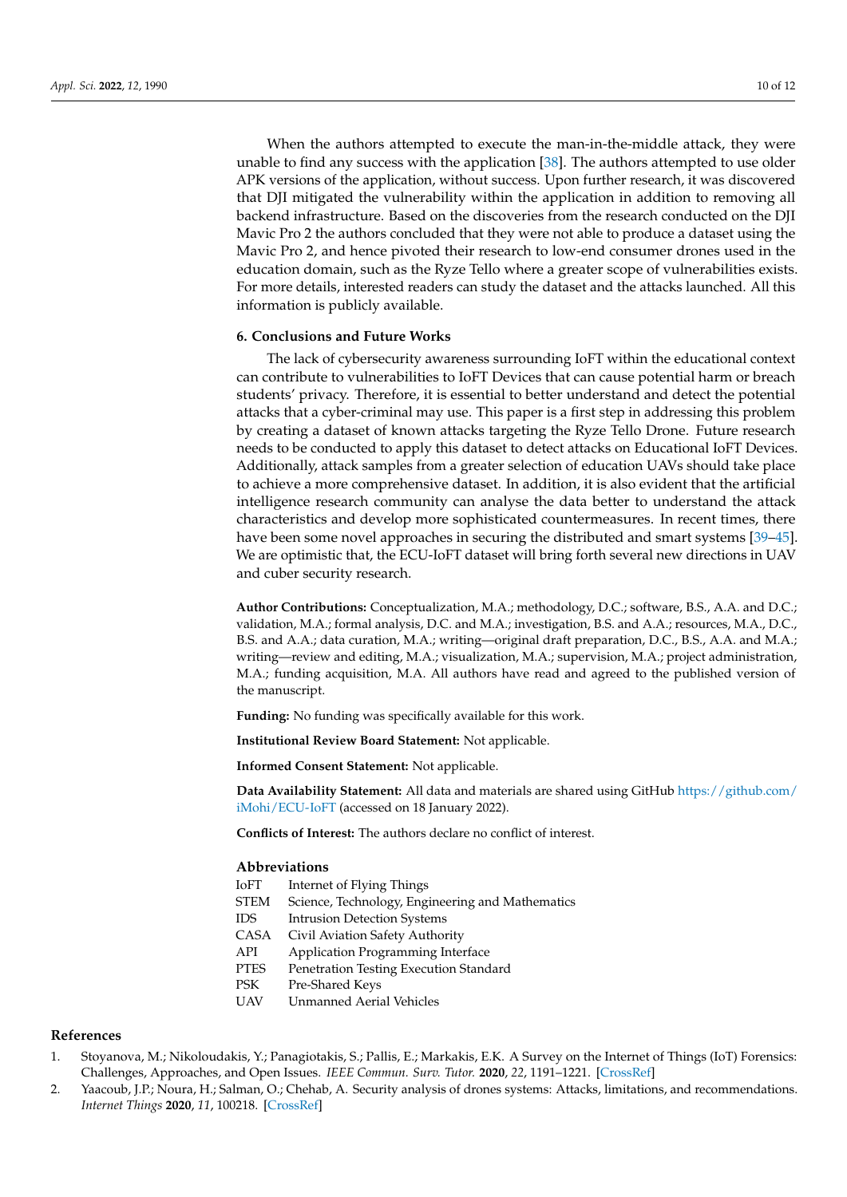When the authors attempted to execute the man-in-the-middle attack, they were unable to find any success with the application [38]. The authors attempted to use older APK versions of the application, without success. Upon further research, it was discovered that DJI mitigated the vulnerability within the application in addition to removing all backend infrastructure. Based on the discoveries from the research conducted on the DJI Mavic Pro 2 the authors concluded that they were not able to produce a dataset using the Mavic Pro 2, and hence pivoted their research to low-end consumer drones used in the education domain, such as the Ryze Tello where a greater scope of vulnerabilities exists. For more details, interested readers can study the dataset and the attacks launched. All this information is publicly available.

## 6. Conclusions and Future Works

The lack of cybersecurity awareness surrounding IoFT within the educational context can contribute to vulnerabilities to IoFT Devices that can cause potential harm or breach students' privacy. Therefore, it is essential to better understand and detect the potential attacks that a cyber-criminal may use. This paper is a first step in addressing this problem by creating a dataset of known attacks targeting the Ryze Tello Drone. Future research needs to be conducted to apply this dataset to detect attacks on Educational IoFT Devices. Additionally, attack samples from a greater selection of education UAVs should take place to achieve a more comprehensive dataset. In addition, it is also evident that the artificial intelligence research community can analyse the data better to understand the attack characteristics and develop more sophisticated countermeasures. In recent times, there have been some novel approaches in securing the distributed and smart systems [39–45]. We are optimistic that, the ECU-IoFT dataset will bring forth several new directions in UAV and cuber security research.

**Author Contributions:** Conceptualization, M.A.; methodology, D.C.; software, B.S., A.A. and D.C.; validation, M.A.; formal analysis, D.C. and M.A.; investigation, B.S. and A.A.; resources, M.A., D.C., B.S. and A.A.; data curation, M.A.; writing—original draft preparation, D.C., B.S., A.A. and M.A.; writing—review and editing, M.A.; visualization, M.A.; supervision, M.A.; project administration, M.A.; funding acquisition, M.A. All authors have read and agreed to the published version of the manuscript.

**Funding:** No funding was specifically available for this work.

**Institutional Review Board Statement:** Not applicable.

**Informed Consent Statement:** Not applicable.

**Data Availability Statement:** All data and materials are shared using GitHub https://github.com/iMohi/ECU-IoFT (accessed on 18 January 2022).

**Conflicts of Interest:** The authors declare no conflict of interest.

## Abbreviations

| | |
|---|---|
| IoFT | Internet of Flying Things |
| STEM | Science, Technology, Engineering and Mathematics |
| IDS | Intrusion Detection Systems |
| CASA | Civil Aviation Safety Authority |
| API | Application Programming Interface |
| PTES | Penetration Testing Execution Standard |
| PSK | Pre-Shared Keys |
| UAV | Unmanned Aerial Vehicles |

## References

1. Stoyanova, M.; Nikoloudakis, Y.; Panagiotakis, S.; Pallis, E.; Markakis, E.K. A Survey on the Internet of Things (IoT) Forensics: Challenges, Approaches, and Open Issues. *IEEE Commun. Surv. Tutor.* **2020**, *22*, 1191–1221. [CrossRef]
2. Yaacoub, J.P.; Noura, H.; Salman, O.; Chehab, A. Security analysis of drones systems: Attacks, limitations, and recommendations. *Internet Things* **2020**, *11*, 100218. [CrossRef]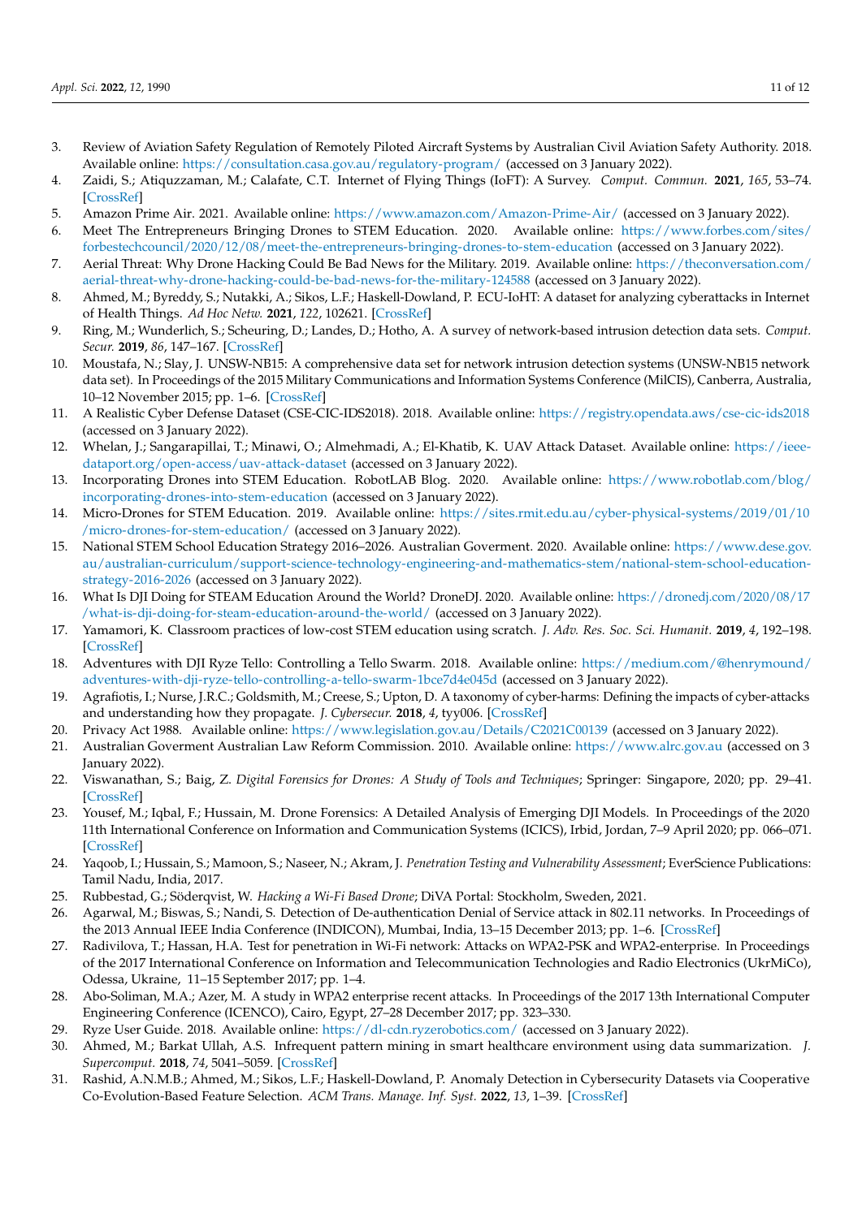3. Review of Aviation Safety Regulation of Remotely Piloted Aircraft Systems by Australian Civil Aviation Safety Authority. 2018. Available online: https://consultation.casa.gov.au/regulatory-program/ (accessed on 3 January 2022).
4. Zaidi, S.; Atiquzzaman, M.; Calafate, C.T. Internet of Flying Things (IoFT): A Survey. *Comput. Commun.* **2021**, *165*, 53–74. [CrossRef]
5. Amazon Prime Air. 2021. Available online: https://www.amazon.com/Amazon-Prime-Air/ (accessed on 3 January 2022).
6. Meet The Entrepreneurs Bringing Drones to STEM Education. 2020. Available online: https://www.forbes.com/sites/forbestechcouncil/2020/12/08/meet-the-entrepreneurs-bringing-drones-to-stem-education (accessed on 3 January 2022).
7. Aerial Threat: Why Drone Hacking Could Be Bad News for the Military. 2019. Available online: https://theconversation.com/aerial-threat-why-drone-hacking-could-be-bad-news-for-the-military-124588 (accessed on 3 January 2022).
8. Ahmed, M.; Byreddy, S.; Nutakki, A.; Sikos, L.F.; Haskell-Dowland, P. ECU-IoHT: A dataset for analyzing cyberattacks in Internet of Health Things. *Ad Hoc Netw.* **2021**, *122*, 102621. [CrossRef]
9. Ring, M.; Wunderlich, S.; Scheuring, D.; Landes, D.; Hotho, A. A survey of network-based intrusion detection data sets. *Comput. Secur.* **2019**, *86*, 147–167. [CrossRef]
10. Moustafa, N.; Slay, J. UNSW-NB15: A comprehensive data set for network intrusion detection systems (UNSW-NB15 network data set). In Proceedings of the 2015 Military Communications and Information Systems Conference (MilCIS), Canberra, Australia, 10–12 November 2015; pp. 1–6. [CrossRef]
11. A Realistic Cyber Defense Dataset (CSE-CIC-IDS2018). 2018. Available online: https://registry.opendata.aws/cse-cic-ids2018 (accessed on 3 January 2022).
12. Whelan, J.; Sangarapillai, T.; Minawi, O.; Almehmadi, A.; El-Khatib, K. UAV Attack Dataset. Available online: https://ieee-dataport.org/open-access/uav-attack-dataset (accessed on 3 January 2022).
13. Incorporating Drones into STEM Education. RobotLAB Blog. 2020. Available online: https://www.robotlab.com/blog/incorporating-drones-into-stem-education (accessed on 3 January 2022).
14. Micro-Drones for STEM Education. 2019. Available online: https://sites.rmit.edu.au/cyber-physical-systems/2019/01/10/micro-drones-for-stem-education/ (accessed on 3 January 2022).
15. National STEM School Education Strategy 2016–2026. Australian Goverment. 2020. Available online: https://www.dese.gov.au/australian-curriculum/support-science-technology-engineering-and-mathematics-stem/national-stem-school-education-strategy-2016-2026 (accessed on 3 January 2022).
16. What Is DJI Doing for STEAM Education Around the World? DroneDJ. 2020. Available online: https://dronedj.com/2020/08/17/what-is-dji-doing-for-steam-education-around-the-world/ (accessed on 3 January 2022).
17. Yamamori, K. Classroom practices of low-cost STEM education using scratch. *J. Adv. Res. Soc. Sci. Humanit.* **2019**, *4*, 192–198. [CrossRef]
18. Adventures with DJI Ryze Tello: Controlling a Tello Swarm. 2018. Available online: https://medium.com/@henrymound/adventures-with-dji-ryze-tello-controlling-a-tello-swarm-1bce7d4e045d (accessed on 3 January 2022).
19. Agrafiotis, I.; Nurse, J.R.C.; Goldsmith, M.; Creese, S.; Upton, D. A taxonomy of cyber-harms: Defining the impacts of cyber-attacks and understanding how they propagate. *J. Cybersecur.* **2018**, *4*, tyy006. [CrossRef]
20. Privacy Act 1988. Available online: https://www.legislation.gov.au/Details/C2021C00139 (accessed on 3 January 2022).
21. Australian Goverment Australian Law Reform Commission. 2010. Available online: https://www.alrc.gov.au (accessed on 3 January 2022).
22. Viswanathan, S.; Baig, Z. *Digital Forensics for Drones: A Study of Tools and Techniques*; Springer: Singapore, 2020; pp. 29–41. [CrossRef]
23. Yousef, M.; Iqbal, F.; Hussain, M. Drone Forensics: A Detailed Analysis of Emerging DJI Models. In Proceedings of the 2020 11th International Conference on Information and Communication Systems (ICICS), Irbid, Jordan, 7–9 April 2020; pp. 066–071. [CrossRef]
24. Yaqoob, I.; Hussain, S.; Mamoon, S.; Naseer, N.; Akram, J. *Penetration Testing and Vulnerability Assessment*; EverScience Publications: Tamil Nadu, India, 2017.
25. Rubbestad, G.; Söderqvist, W. *Hacking a Wi-Fi Based Drone*; DiVA Portal: Stockholm, Sweden, 2021.
26. Agarwal, M.; Biswas, S.; Nandi, S. Detection of De-authentication Denial of Service attack in 802.11 networks. In Proceedings of the 2013 Annual IEEE India Conference (INDICON), Mumbai, India, 13–15 December 2013; pp. 1–6. [CrossRef]
27. Radivilova, T.; Hassan, H.A. Test for penetration in Wi-Fi network: Attacks on WPA2-PSK and WPA2-enterprise. In Proceedings of the 2017 International Conference on Information and Telecommunication Technologies and Radio Electronics (UkrMiCo), Odessa, Ukraine, 11–15 September 2017; pp. 1–4.
28. Abo-Soliman, M.A.; Azer, M. A study in WPA2 enterprise recent attacks. In Proceedings of the 2017 13th International Computer Engineering Conference (ICENCO), Cairo, Egypt, 27–28 December 2017; pp. 323–330.
29. Ryze User Guide. 2018. Available online: https://dl-cdn.ryzerobotics.com/ (accessed on 3 January 2022).
30. Ahmed, M.; Barkat Ullah, A.S. Infrequent pattern mining in smart healthcare environment using data summarization. *J. Supercomput.* **2018**, *74*, 5041–5059. [CrossRef]
31. Rashid, A.N.M.B.; Ahmed, M.; Sikos, L.F.; Haskell-Dowland, P. Anomaly Detection in Cybersecurity Datasets via Cooperative Co-Evolution-Based Feature Selection. *ACM Trans. Manage. Inf. Syst.* **2022**, *13*, 1–39. [CrossRef]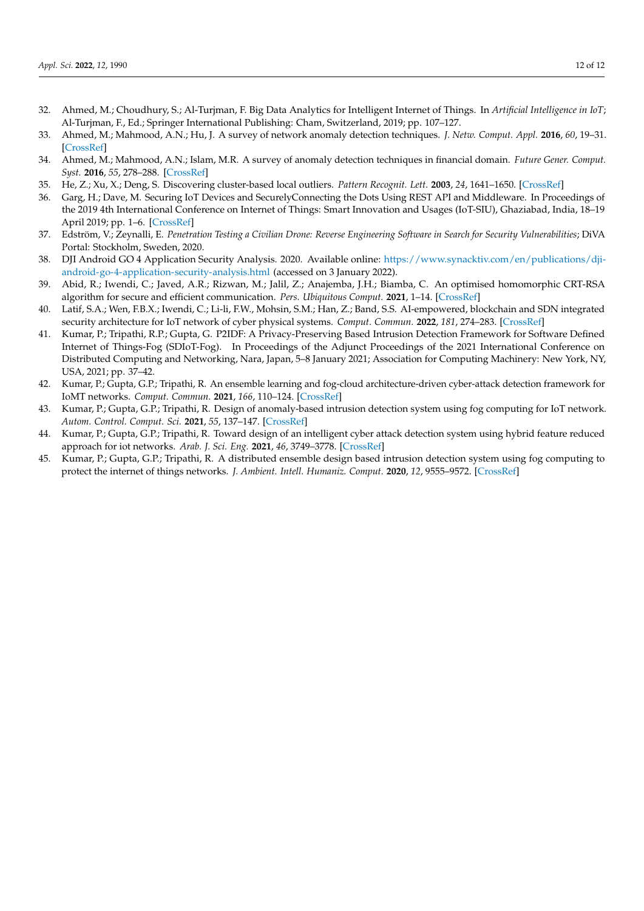32. Ahmed, M.; Choudhury, S.; Al-Turjman, F. Big Data Analytics for Intelligent Internet of Things. In *Artificial Intelligence in IoT*; Al-Turjman, F., Ed.; Springer International Publishing: Cham, Switzerland, 2019; pp. 107–127.
33. Ahmed, M.; Mahmood, A.N.; Hu, J. A survey of network anomaly detection techniques. *J. Netw. Comput. Appl.* **2016**, *60*, 19–31. [CrossRef]
34. Ahmed, M.; Mahmood, A.N.; Islam, M.R. A survey of anomaly detection techniques in financial domain. *Future Gener. Comput. Syst.* **2016**, *55*, 278–288. [CrossRef]
35. He, Z.; Xu, X.; Deng, S. Discovering cluster-based local outliers. *Pattern Recognit. Lett.* **2003**, *24*, 1641–1650. [CrossRef]
36. Garg, H.; Dave, M. Securing IoT Devices and SecurelyConnecting the Dots Using REST API and Middleware. In Proceedings of the 2019 4th International Conference on Internet of Things: Smart Innovation and Usages (IoT-SIU), Ghaziabad, India, 18–19 April 2019; pp. 1–6. [CrossRef]
37. Edström, V.; Zeynalli, E. *Penetration Testing a Civilian Drone: Reverse Engineering Software in Search for Security Vulnerabilities*; DiVA Portal: Stockholm, Sweden, 2020.
38. DJI Android GO 4 Application Security Analysis. 2020. Available online: https://www.synacktiv.com/en/publications/dji-android-go-4-application-security-analysis.html (accessed on 3 January 2022).
39. Abid, R.; Iwendi, C.; Javed, A.R.; Rizwan, M.; Jalil, Z.; Anajemba, J.H.; Biamba, C. An optimised homomorphic CRT-RSA algorithm for secure and efficient communication. *Pers. Ubiquitous Comput.* **2021**, 1–14. [CrossRef]
40. Latif, S.A.; Wen, F.B.X.; Iwendi, C.; Li-li, F.W., Mohsin, S.M.; Han, Z.; Band, S.S. AI-empowered, blockchain and SDN integrated security architecture for IoT network of cyber physical systems. *Comput. Commun.* **2022**, *181*, 274–283. [CrossRef]
41. Kumar, P.; Tripathi, R.P.; Gupta, G. P2IDF: A Privacy-Preserving Based Intrusion Detection Framework for Software Defined Internet of Things-Fog (SDIoT-Fog). In Proceedings of the Adjunct Proceedings of the 2021 International Conference on Distributed Computing and Networking, Nara, Japan, 5–8 January 2021; Association for Computing Machinery: New York, NY, USA, 2021; pp. 37–42.
42. Kumar, P.; Gupta, G.P.; Tripathi, R. An ensemble learning and fog-cloud architecture-driven cyber-attack detection framework for IoMT networks. *Comput. Commun.* **2021**, *166*, 110–124. [CrossRef]
43. Kumar, P.; Gupta, G.P.; Tripathi, R. Design of anomaly-based intrusion detection system using fog computing for IoT network. *Autom. Control. Comput. Sci.* **2021**, *55*, 137–147. [CrossRef]
44. Kumar, P.; Gupta, G.P.; Tripathi, R. Toward design of an intelligent cyber attack detection system using hybrid feature reduced approach for iot networks. *Arab. J. Sci. Eng.* **2021**, *46*, 3749–3778. [CrossRef]
45. Kumar, P.; Gupta, G.P.; Tripathi, R. A distributed ensemble design based intrusion detection system using fog computing to protect the internet of things networks. *J. Ambient. Intell. Humaniz. Comput.* **2020**, *12*, 9555–9572. [CrossRef]